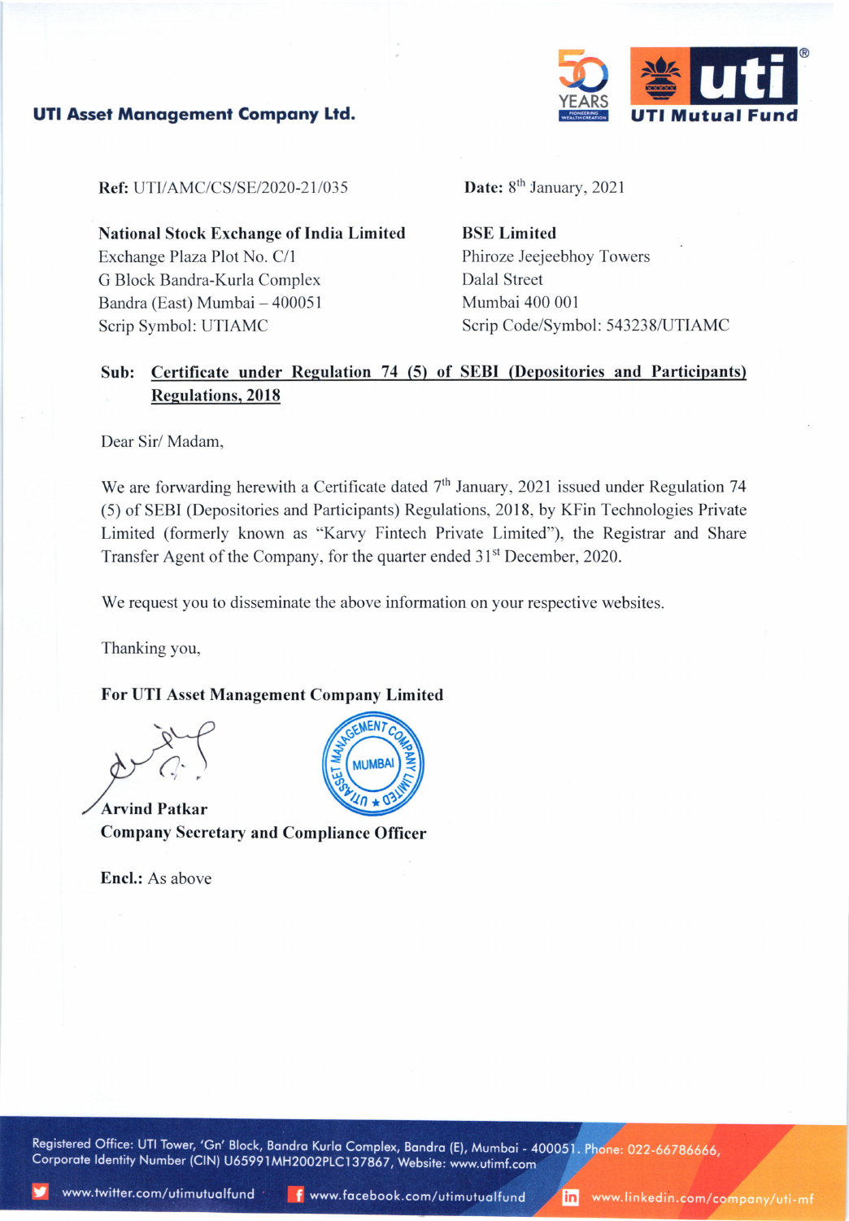**UTI Asset Management Company Ltd.**

UTI Mutual Fund

**Ref:** UTI/AMC/CS/SE/2020-21/035

**Date:** 8th January, 2021

**National Stock Exchange of India Limited**
Exchange Plaza Plot No. C/1
G Block Bandra-Kurla Complex
Bandra (East) Mumbai – 400051
Scrip Symbol: UTIAMC

**BSE Limited**
Phiroze Jeejeebhoy Towers
Dalal Street
Mumbai 400 001
Scrip Code/Symbol: 543238/UTIAMC

**Sub: Certificate under Regulation 74 (5) of SEBI (Depositories and Participants) Regulations, 2018**

Dear Sir/ Madam,

We are forwarding herewith a Certificate dated 7th January, 2021 issued under Regulation 74 (5) of SEBI (Depositories and Participants) Regulations, 2018, by KFin Technologies Private Limited (formerly known as "Karvy Fintech Private Limited"), the Registrar and Share Transfer Agent of the Company, for the quarter ended 31st December, 2020.

We request you to disseminate the above information on your respective websites.

Thanking you,

**For UTI Asset Management Company Limited**

**Arvind Patkar**
**Company Secretary and Compliance Officer**

**Encl.:** As above

Registered Office: UTI Tower, 'Gn' Block, Bandra Kurla Complex, Bandra (E), Mumbai - 400051. Phone: 022-66786666, Corporate Identity Number (CIN) U65991MH2002PLC137867, Website: www.utimf.com

www.twitter.com/utimutualfund www.facebook.com/utimutualfund www.linkedin.com/company/uti-mf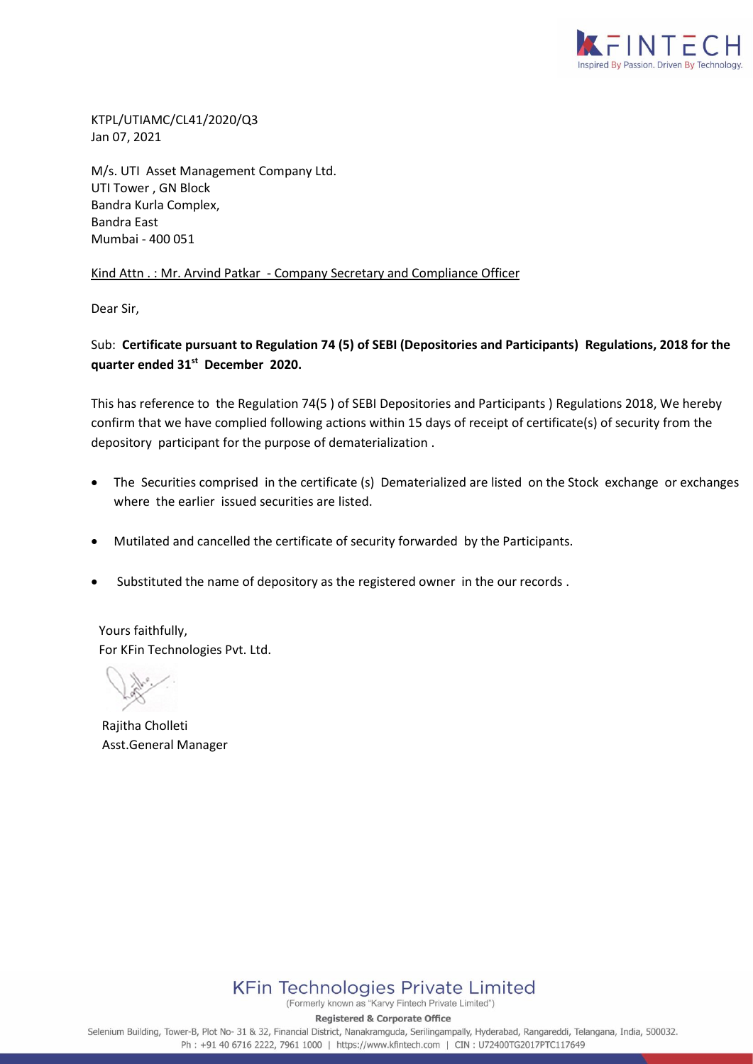KTPL/UTIAMC/CL41/2020/Q3
Jan 07, 2021

M/s. UTI Asset Management Company Ltd.
UTI Tower , GN Block
Bandra Kurla Complex,
Bandra East
Mumbai - 400 051

Kind Attn . : Mr. Arvind Patkar - Company Secretary and Compliance Officer

Dear Sir,

Sub: **Certificate pursuant to Regulation 74 (5) of SEBI (Depositories and Participants) Regulations, 2018 for the quarter ended 31st December 2020.**

This has reference to the Regulation 74(5 ) of SEBI Depositories and Participants ) Regulations 2018, We hereby confirm that we have complied following actions within 15 days of receipt of certificate(s) of security from the depository participant for the purpose of dematerialization .

- The Securities comprised in the certificate (s) Dematerialized are listed on the Stock exchange or exchanges where the earlier issued securities are listed.
- Mutilated and cancelled the certificate of security forwarded by the Participants.
- Substituted the name of depository as the registered owner in the our records .

Yours faithfully,
For KFin Technologies Pvt. Ltd.

Rajitha Cholleti
Asst.General Manager

**KFin Technologies Private Limited**
(Formerly known as "Karvy Fintech Private Limited")

**Registered & Corporate Office**
Selenium Building, Tower-B, Plot No- 31 & 32, Financial District, Nanakramguda, Serilingampally, Hyderabad, Rangareddi, Telangana, India, 500032.
Ph : +91 40 6716 2222, 7961 1000 | https://www.kfintech.com | CIN : U72400TG2017PTC117649